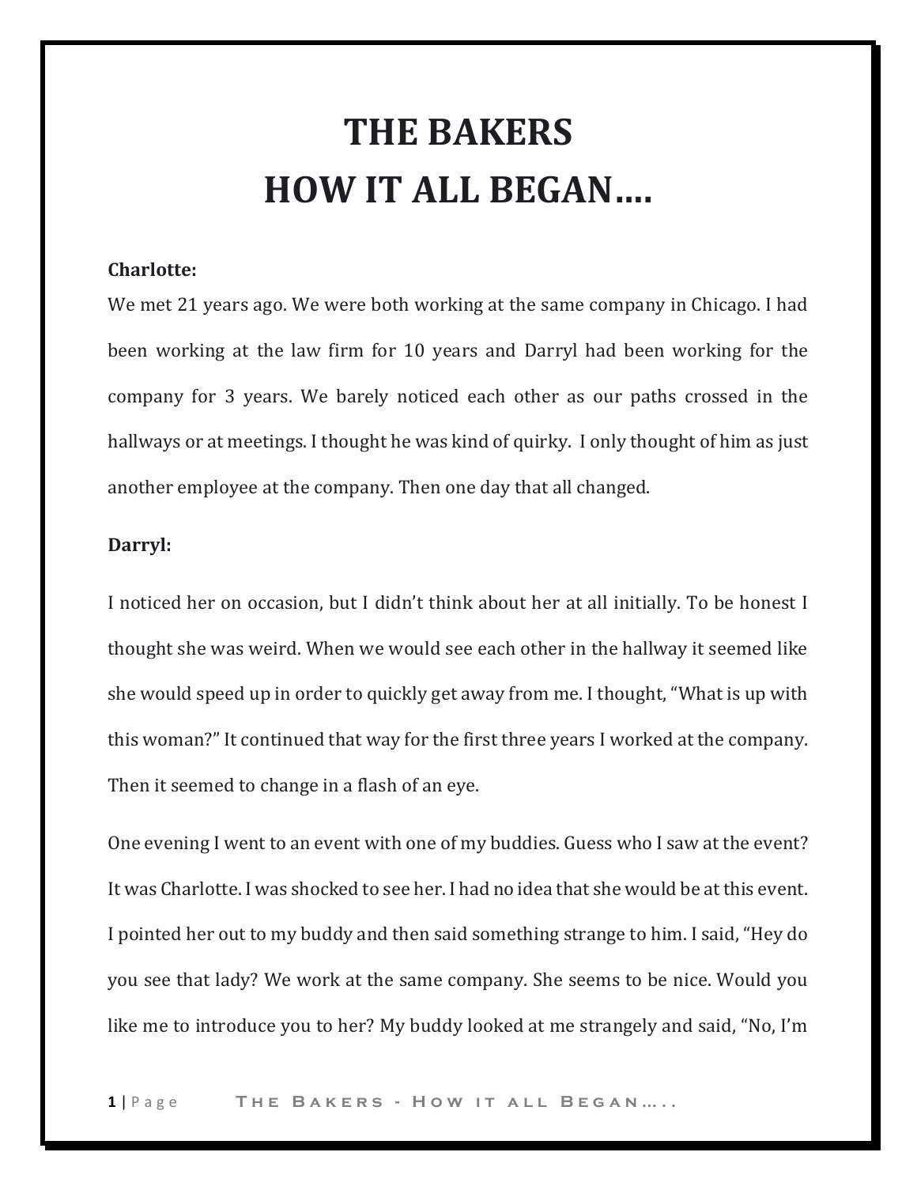# THE BAKERS
# HOW IT ALL BEGAN….

**Charlotte:**

We met 21 years ago. We were both working at the same company in Chicago. I had been working at the law firm for 10 years and Darryl had been working for the company for 3 years. We barely noticed each other as our paths crossed in the hallways or at meetings. I thought he was kind of quirky. I only thought of him as just another employee at the company. Then one day that all changed.

**Darryl:**

I noticed her on occasion, but I didn't think about her at all initially. To be honest I thought she was weird. When we would see each other in the hallway it seemed like she would speed up in order to quickly get away from me. I thought, "What is up with this woman?" It continued that way for the first three years I worked at the company. Then it seemed to change in a flash of an eye.

One evening I went to an event with one of my buddies. Guess who I saw at the event? It was Charlotte. I was shocked to see her. I had no idea that she would be at this event. I pointed her out to my buddy and then said something strange to him. I said, "Hey do you see that lady? We work at the same company. She seems to be nice. Would you like me to introduce you to her? My buddy looked at me strangely and said, "No, I'm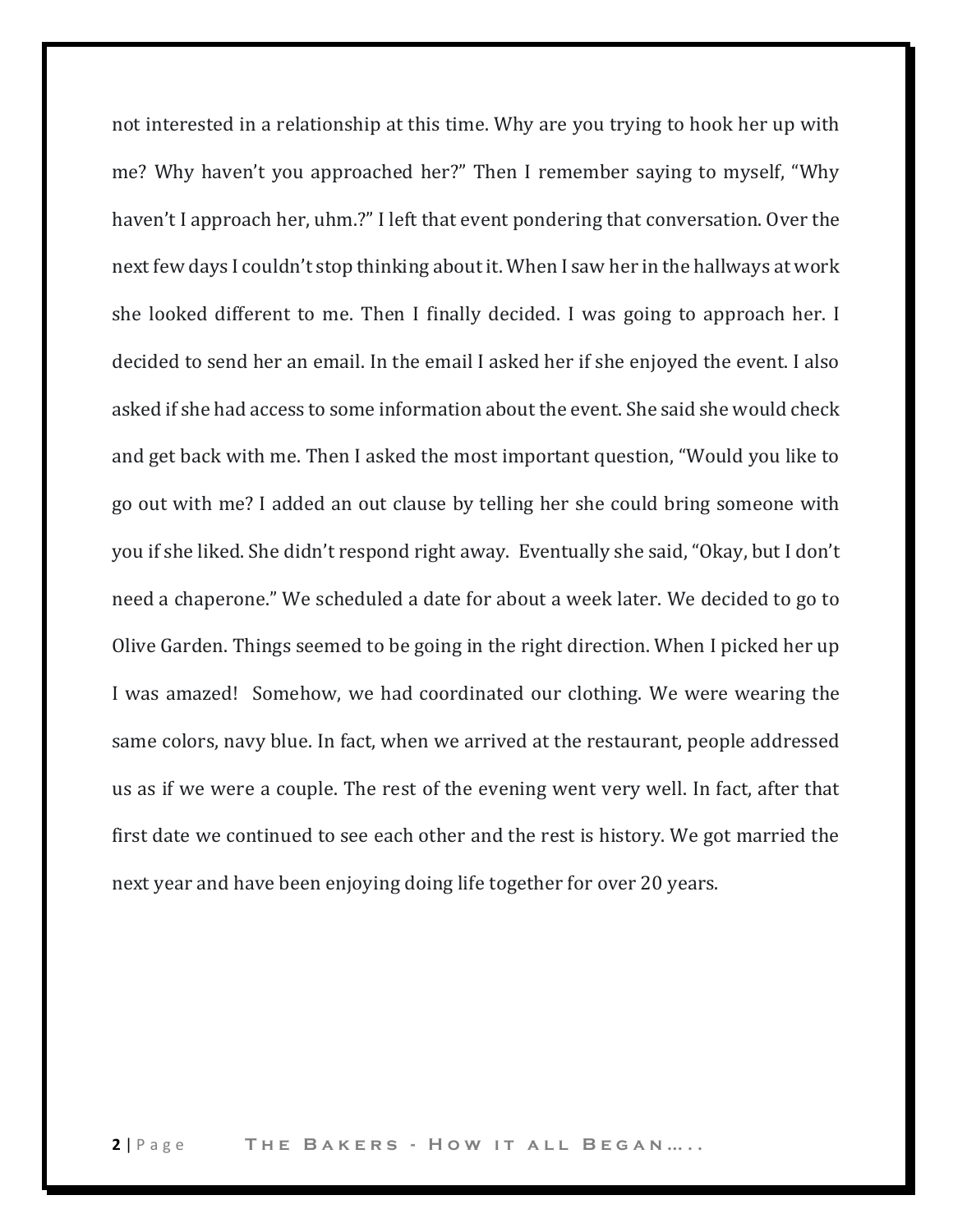not interested in a relationship at this time. Why are you trying to hook her up with me? Why haven't you approached her?" Then I remember saying to myself, "Why haven't I approach her, uhm.?" I left that event pondering that conversation. Over the next few days I couldn't stop thinking about it. When I saw her in the hallways at work she looked different to me. Then I finally decided. I was going to approach her. I decided to send her an email. In the email I asked her if she enjoyed the event. I also asked if she had access to some information about the event. She said she would check and get back with me. Then I asked the most important question, "Would you like to go out with me? I added an out clause by telling her she could bring someone with you if she liked. She didn't respond right away. Eventually she said, "Okay, but I don't need a chaperone." We scheduled a date for about a week later. We decided to go to Olive Garden. Things seemed to be going in the right direction. When I picked her up I was amazed! Somehow, we had coordinated our clothing. We were wearing the same colors, navy blue. In fact, when we arrived at the restaurant, people addressed us as if we were a couple. The rest of the evening went very well. In fact, after that first date we continued to see each other and the rest is history. We got married the next year and have been enjoying doing life together for over 20 years.